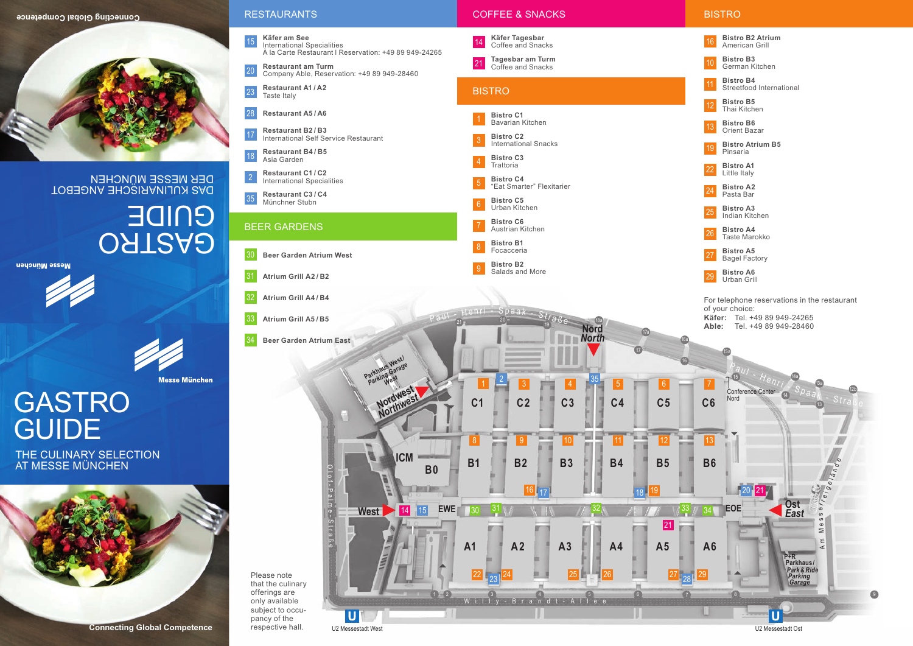Connecting Global Competence

DAS KULINARISCHE ANGEBOT DER MESSE MÜNCHEN

# GASTRO GUIDE

Messe München

# GASTRO GUIDE

THE CULINARY SELECTION AT MESSE MÜNCHEN

Connecting Global Competence

## RESTAURANTS

- **15** **Käfer am See** – International Specialities, À la Carte Restaurant | Reservation: +49 89 949-24265
- **20** **Restaurant am Turm** – Company Able, Reservation: +49 89 949-28460
- **23** **Restaurant A1 / A2** – Taste Italy
- **28** **Restaurant A5 / A6**
- **17** **Restaurant B2 / B3** – International Self Service Restaurant
- **18** **Restaurant B4 / B5** – Asia Garden
- **2** **Restaurant C1 / C2** – International Specialities
- **35** **Restaurant C3 / C4** – Münchner Stubn

## BEER GARDENS

- **30** **Beer Garden Atrium West**
- **31** **Atrium Grill A2 / B2**
- **32** **Atrium Grill A4 / B4**
- **33** **Atrium Grill A5 / B5**
- **34** **Beer Garden Atrium East**

## COFFEE & SNACKS

- **14** **Käfer Tagesbar** – Coffee and Snacks
- **21** **Tagesbar am Turm** – Coffee and Snacks

## BISTRO

- **1** **Bistro C1** – Bavarian Kitchen
- **3** **Bistro C2** – International Snacks
- **4** **Bistro C3** – Trattoria
- **5** **Bistro C4** – "Eat Smarter" Flexitarier
- **6** **Bistro C5** – Urban Kitchen
- **7** **Bistro C6** – Austrian Kitchen
- **8** **Bistro B1** – Focacceria
- **9** **Bistro B2** – Salads and More

## BISTRO

- **16** **Bistro B2 Atrium** – American Grill
- **10** **Bistro B3** – German Kitchen
- **11** **Bistro B4** – Streetfood International
- **12** **Bistro B5** – Thai Kitchen
- **13** **Bistro B6** – Orient Bazar
- **19** **Bistro Atrium B5** – Pinsaria
- **22** **Bistro A1** – Little Italy
- **24** **Bistro A2** – Pasta Bar
- **25** **Bistro A3** – Indian Kitchen
- **26** **Bistro A4** – Taste Marokko
- **27** **Bistro A5** – Bagel Factory
- **29** **Bistro A6** – Urban Grill

For telephone reservations in the restaurant of your choice:
**Käfer:** Tel. +49 89 949-24265
**Able:** Tel. +49 89 949-28460

Please note that the culinary offerings are only available subject to occupancy of the respective hall.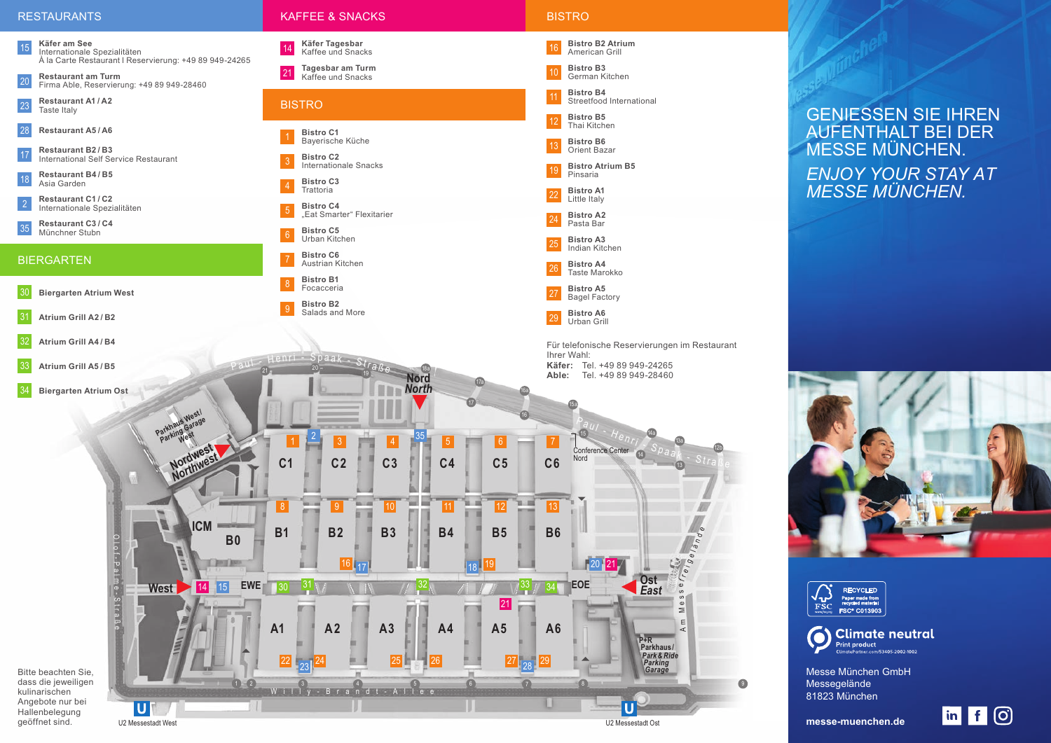## RESTAURANTS

- 15 **Käfer am See**
  Internationale Spezialitäten
  À la Carte Restaurant I Reservierung: +49 89 949-24265
- 20 **Restaurant am Turm**
  Firma Able, Reservierung: +49 89 949-28460
- 23 **Restaurant A1 / A2**
  Taste Italy
- 28 **Restaurant A5 / A6**
- 17 **Restaurant B2 / B3**
  International Self Service Restaurant
- 18 **Restaurant B4 / B5**
  Asia Garden
- 2 **Restaurant C1 / C2**
  Internationale Spezialitäten
- 35 **Restaurant C3 / C4**
  Münchner Stubn

## BIERGARTEN

- 30 **Biergarten Atrium West**
- 31 **Atrium Grill A2 / B2**
- 32 **Atrium Grill A4 / B4**
- 33 **Atrium Grill A5 / B5**
- 34 **Biergarten Atrium Ost**

## KAFFEE & SNACKS

- 14 **Käfer Tagesbar**
  Kaffee und Snacks
- 21 **Tagesbar am Turm**
  Kaffee und Snacks

## BISTRO

- 1 **Bistro C1**
  Bayerische Küche
- 3 **Bistro C2**
  Internationale Snacks
- 4 **Bistro C3**
  Trattoria
- 5 **Bistro C4**
  „Eat Smarter" Flexitarier
- 6 **Bistro C5**
  Urban Kitchen
- 7 **Bistro C6**
  Austrian Kitchen
- 8 **Bistro B1**
  Focacceria
- 9 **Bistro B2**
  Salads and More

## BISTRO

- 16 **Bistro B2 Atrium**
  American Grill
- 10 **Bistro B3**
  German Kitchen
- 11 **Bistro B4**
  Streetfood International
- 12 **Bistro B5**
  Thai Kitchen
- 13 **Bistro B6**
  Orient Bazar
- 19 **Bistro Atrium B5**
  Pinsaria
- 22 **Bistro A1**
  Little Italy
- 24 **Bistro A2**
  Pasta Bar
- 25 **Bistro A3**
  Indian Kitchen
- 26 **Bistro A4**
  Taste Marokko
- 27 **Bistro A5**
  Bagel Factory
- 29 **Bistro A6**
  Urban Grill

Für telefonische Reservierungen im Restaurant Ihrer Wahl:
**Käfer:** Tel. +49 89 949-24265
**Able:** Tel. +49 89 949-28460

Paul-Henri-Spaak-Straße
Nord North
Parkhaus West/ Parking Garage West
Nordwest Northwest
Conference Center Nord
C1 C2 C3 C4 C5 C6
ICM B0 B1 B2 B3 B4 B5 B6
West EWE EOE Ost East
A1 A2 A3 A4 A5 A6
Olof-Palme-Straße
Am Messefreigelände
P+R Parkhaus/ Park & Ride Parking Garage
Willy-Brandt-Allee
U2 Messestadt West
U2 Messestadt Ost

Bitte beachten Sie, dass die jeweiligen kulinarischen Angebote nur bei Hallenbelegung geöffnet sind.

# GENIESSEN SIE IHREN AUFENTHALT BEI DER MESSE MÜNCHEN.

*ENJOY YOUR STAY AT MESSE MÜNCHEN.*

RECYCLED Paper made from recycled material FSC® C013903

Climate neutral Print product ClimatePartner.com/53405-2002-1002

Messe München GmbH
Messegelände
81823 München

**messe-muenchen.de**